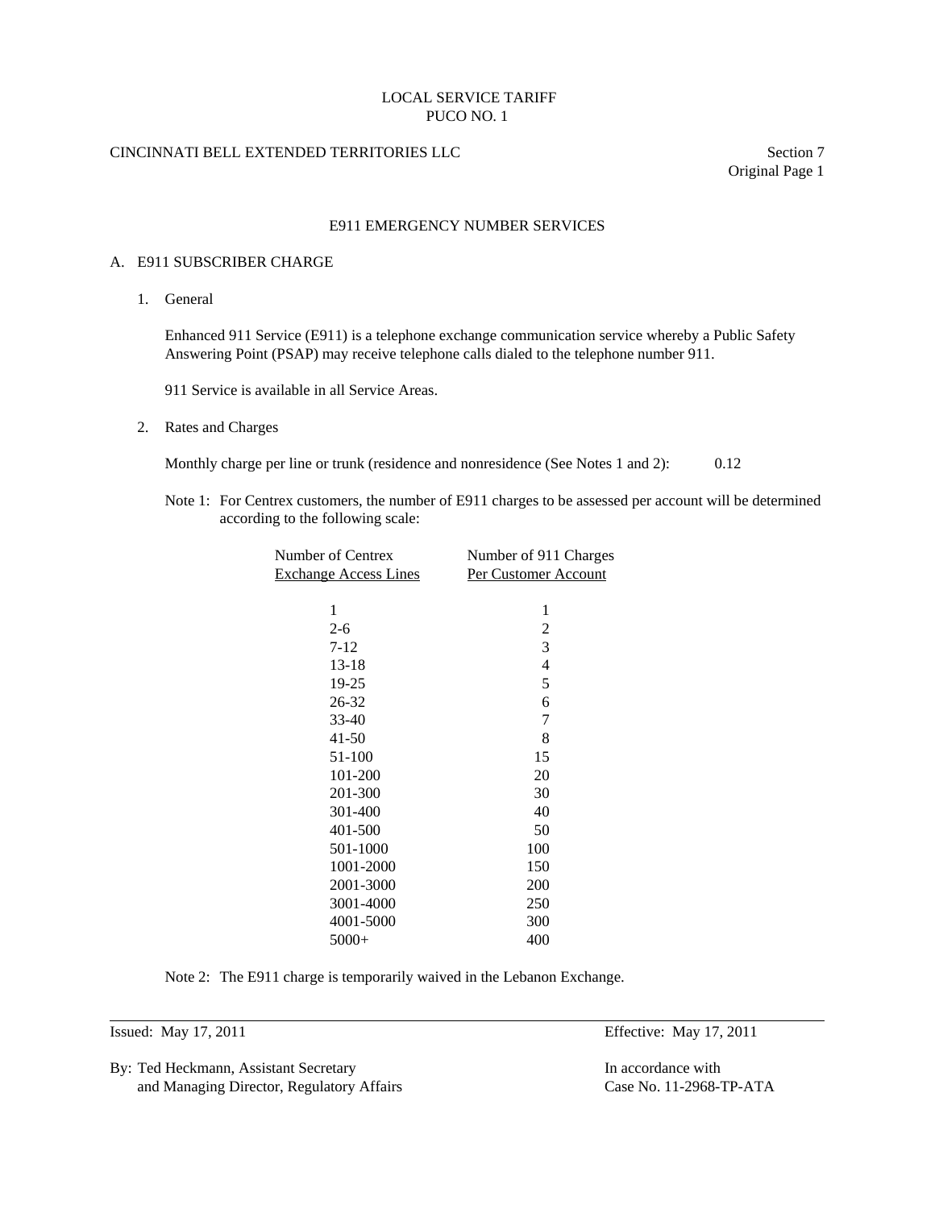LOCAL SERVICE TARIFF
PUCO NO. 1

CINCINNATI BELL EXTENDED TERRITORIES LLC

Section 7
Original Page 1

# E911 EMERGENCY NUMBER SERVICES

## A. E911 SUBSCRIBER CHARGE

### 1. General

Enhanced 911 Service (E911) is a telephone exchange communication service whereby a Public Safety Answering Point (PSAP) may receive telephone calls dialed to the telephone number 911.

911 Service is available in all Service Areas.

### 2. Rates and Charges

Monthly charge per line or trunk (residence and nonresidence (See Notes 1 and 2): 0.12

Note 1: For Centrex customers, the number of E911 charges to be assessed per account will be determined according to the following scale:

| Number of Centrex Exchange Access Lines | Number of 911 Charges Per Customer Account |
|---|---|
| 1 | 1 |
| 2-6 | 2 |
| 7-12 | 3 |
| 13-18 | 4 |
| 19-25 | 5 |
| 26-32 | 6 |
| 33-40 | 7 |
| 41-50 | 8 |
| 51-100 | 15 |
| 101-200 | 20 |
| 201-300 | 30 |
| 301-400 | 40 |
| 401-500 | 50 |
| 501-1000 | 100 |
| 1001-2000 | 150 |
| 2001-3000 | 200 |
| 3001-4000 | 250 |
| 4001-5000 | 300 |
| 5000+ | 400 |

Note 2: The E911 charge is temporarily waived in the Lebanon Exchange.

Issued: May 17, 2011

Effective: May 17, 2011

By: Ted Heckmann, Assistant Secretary and Managing Director, Regulatory Affairs

In accordance with Case No. 11-2968-TP-ATA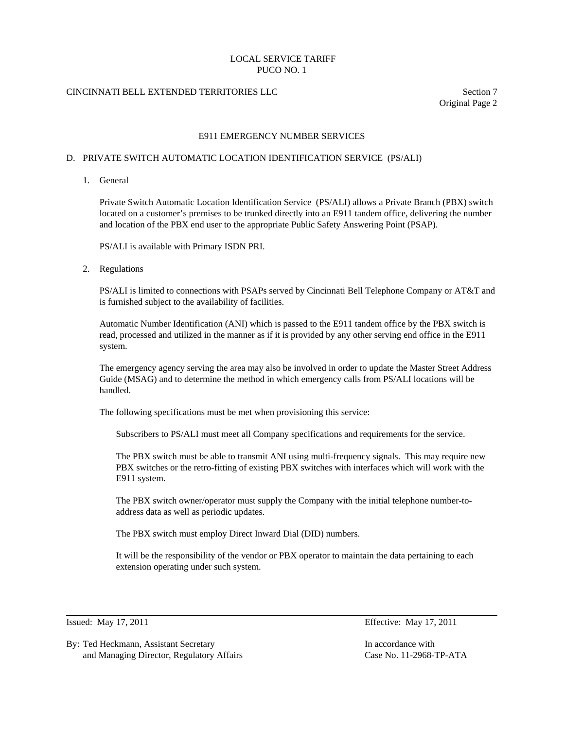## E911 EMERGENCY NUMBER SERVICES

### D. PRIVATE SWITCH AUTOMATIC LOCATION IDENTIFICATION SERVICE (PS/ALI)

1. General

   Private Switch Automatic Location Identification Service (PS/ALI) allows a Private Branch (PBX) switch located on a customer's premises to be trunked directly into an E911 tandem office, delivering the number and location of the PBX end user to the appropriate Public Safety Answering Point (PSAP).

   PS/ALI is available with Primary ISDN PRI.

2. Regulations

   PS/ALI is limited to connections with PSAPs served by Cincinnati Bell Telephone Company or AT&T and is furnished subject to the availability of facilities.

   Automatic Number Identification (ANI) which is passed to the E911 tandem office by the PBX switch is read, processed and utilized in the manner as if it is provided by any other serving end office in the E911 system.

   The emergency agency serving the area may also be involved in order to update the Master Street Address Guide (MSAG) and to determine the method in which emergency calls from PS/ALI locations will be handled.

   The following specifications must be met when provisioning this service:

   Subscribers to PS/ALI must meet all Company specifications and requirements for the service.

   The PBX switch must be able to transmit ANI using multi-frequency signals. This may require new PBX switches or the retro-fitting of existing PBX switches with interfaces which will work with the E911 system.

   The PBX switch owner/operator must supply the Company with the initial telephone number-to-address data as well as periodic updates.

   The PBX switch must employ Direct Inward Dial (DID) numbers.

   It will be the responsibility of the vendor or PBX operator to maintain the data pertaining to each extension operating under such system.

Issued: May 17, 2011 — Effective: May 17, 2011

By: Ted Heckmann, Assistant Secretary and Managing Director, Regulatory Affairs — In accordance with Case No. 11-2968-TP-ATA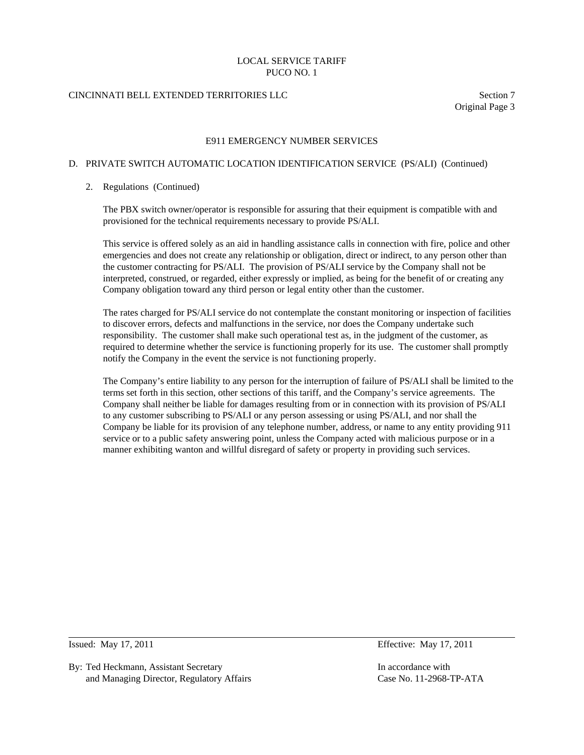# E911 EMERGENCY NUMBER SERVICES

## D. PRIVATE SWITCH AUTOMATIC LOCATION IDENTIFICATION SERVICE (PS/ALI) (Continued)

### 2. Regulations (Continued)

The PBX switch owner/operator is responsible for assuring that their equipment is compatible with and provisioned for the technical requirements necessary to provide PS/ALI.

This service is offered solely as an aid in handling assistance calls in connection with fire, police and other emergencies and does not create any relationship or obligation, direct or indirect, to any person other than the customer contracting for PS/ALI. The provision of PS/ALI service by the Company shall not be interpreted, construed, or regarded, either expressly or implied, as being for the benefit of or creating any Company obligation toward any third person or legal entity other than the customer.

The rates charged for PS/ALI service do not contemplate the constant monitoring or inspection of facilities to discover errors, defects and malfunctions in the service, nor does the Company undertake such responsibility. The customer shall make such operational test as, in the judgment of the customer, as required to determine whether the service is functioning properly for its use. The customer shall promptly notify the Company in the event the service is not functioning properly.

The Company's entire liability to any person for the interruption of failure of PS/ALI shall be limited to the terms set forth in this section, other sections of this tariff, and the Company's service agreements. The Company shall neither be liable for damages resulting from or in connection with its provision of PS/ALI to any customer subscribing to PS/ALI or any person assessing or using PS/ALI, and nor shall the Company be liable for its provision of any telephone number, address, or name to any entity providing 911 service or to a public safety answering point, unless the Company acted with malicious purpose or in a manner exhibiting wanton and willful disregard of safety or property in providing such services.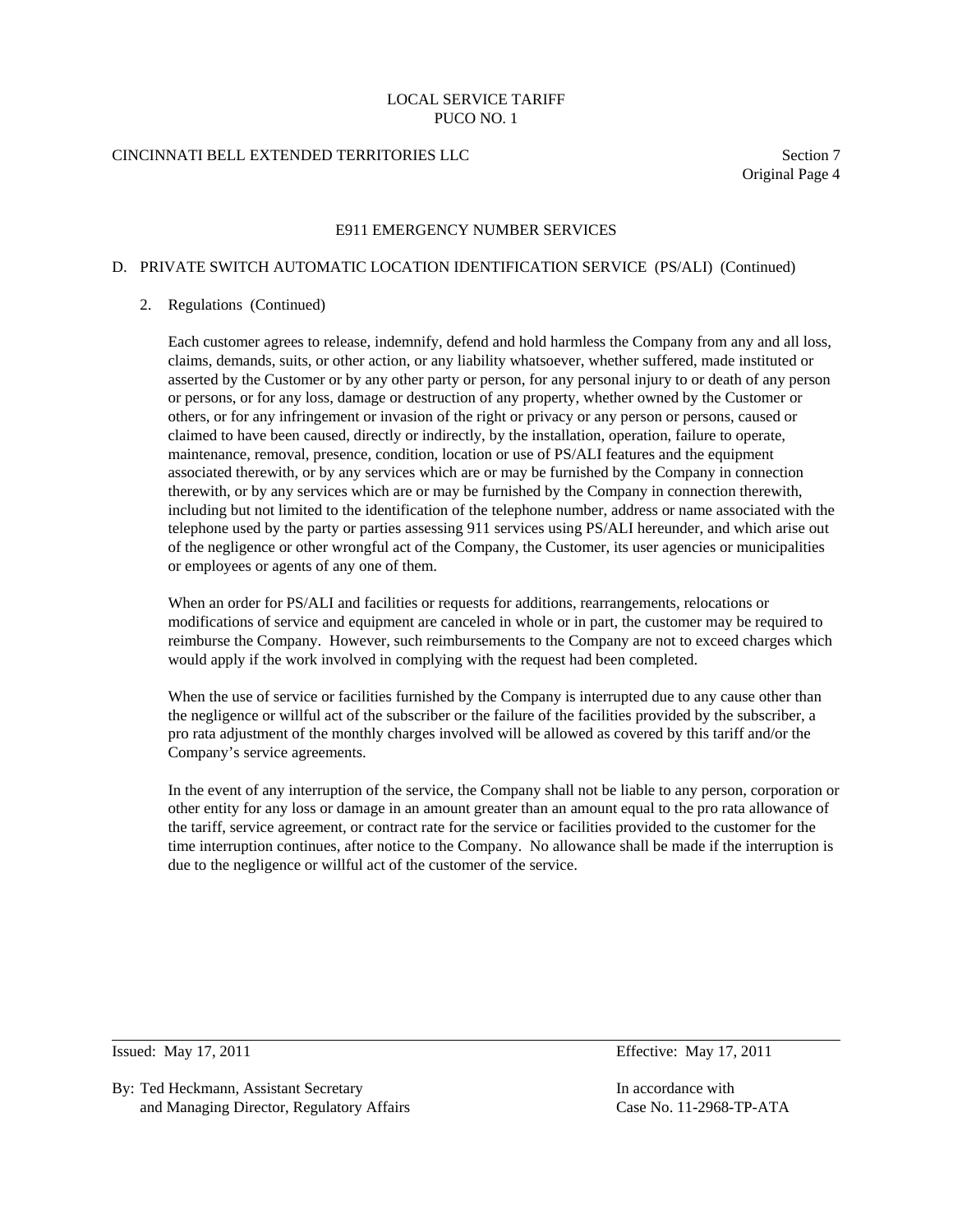# E911 EMERGENCY NUMBER SERVICES

## D. PRIVATE SWITCH AUTOMATIC LOCATION IDENTIFICATION SERVICE (PS/ALI) (Continued)

### 2. Regulations (Continued)

Each customer agrees to release, indemnify, defend and hold harmless the Company from any and all loss, claims, demands, suits, or other action, or any liability whatsoever, whether suffered, made instituted or asserted by the Customer or by any other party or person, for any personal injury to or death of any person or persons, or for any loss, damage or destruction of any property, whether owned by the Customer or others, or for any infringement or invasion of the right or privacy or any person or persons, caused or claimed to have been caused, directly or indirectly, by the installation, operation, failure to operate, maintenance, removal, presence, condition, location or use of PS/ALI features and the equipment associated therewith, or by any services which are or may be furnished by the Company in connection therewith, or by any services which are or may be furnished by the Company in connection therewith, including but not limited to the identification of the telephone number, address or name associated with the telephone used by the party or parties assessing 911 services using PS/ALI hereunder, and which arise out of the negligence or other wrongful act of the Company, the Customer, its user agencies or municipalities or employees or agents of any one of them.

When an order for PS/ALI and facilities or requests for additions, rearrangements, relocations or modifications of service and equipment are canceled in whole or in part, the customer may be required to reimburse the Company. However, such reimbursements to the Company are not to exceed charges which would apply if the work involved in complying with the request had been completed.

When the use of service or facilities furnished by the Company is interrupted due to any cause other than the negligence or willful act of the subscriber or the failure of the facilities provided by the subscriber, a pro rata adjustment of the monthly charges involved will be allowed as covered by this tariff and/or the Company's service agreements.

In the event of any interruption of the service, the Company shall not be liable to any person, corporation or other entity for any loss or damage in an amount greater than an amount equal to the pro rata allowance of the tariff, service agreement, or contract rate for the service or facilities provided to the customer for the time interruption continues, after notice to the Company. No allowance shall be made if the interruption is due to the negligence or willful act of the customer of the service.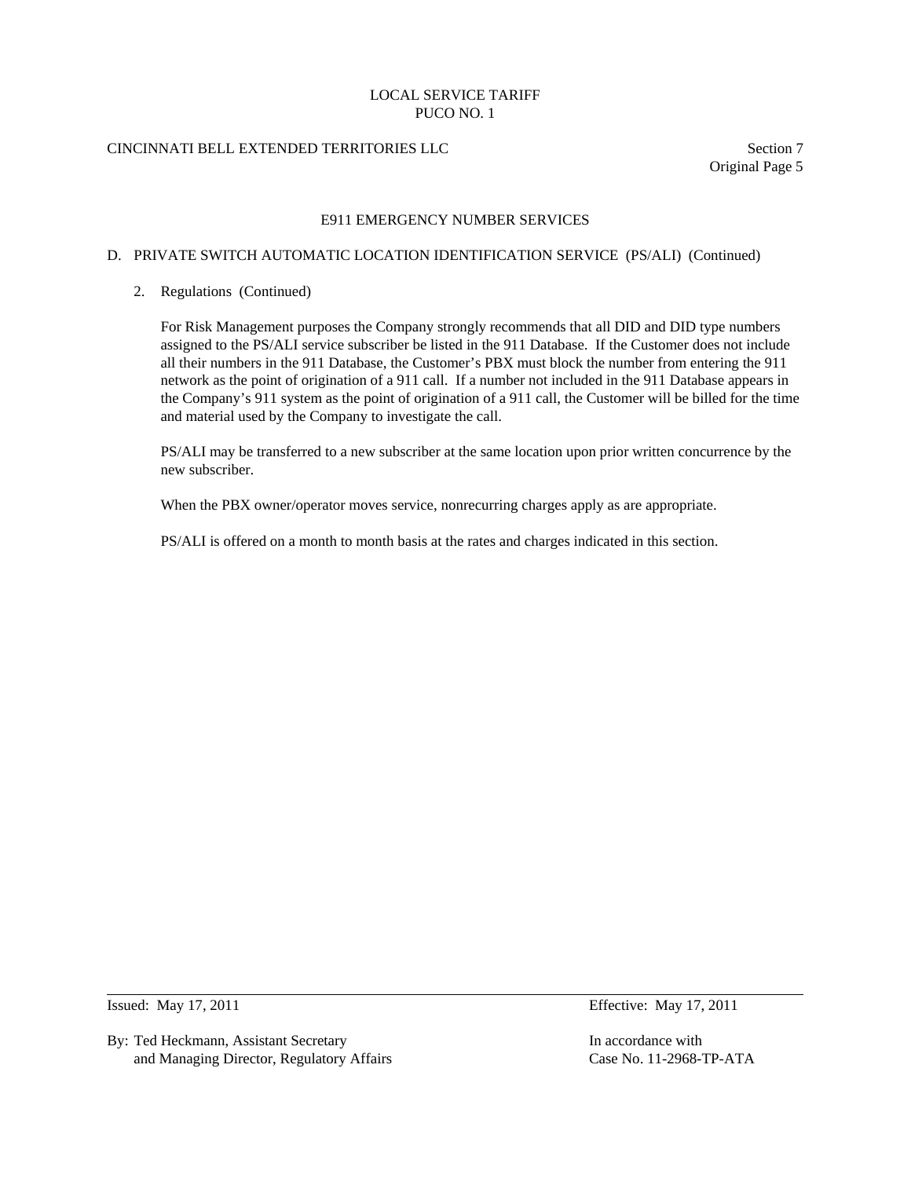## E911 EMERGENCY NUMBER SERVICES

### D. PRIVATE SWITCH AUTOMATIC LOCATION IDENTIFICATION SERVICE (PS/ALI) (Continued)

2. Regulations (Continued)

For Risk Management purposes the Company strongly recommends that all DID and DID type numbers assigned to the PS/ALI service subscriber be listed in the 911 Database. If the Customer does not include all their numbers in the 911 Database, the Customer's PBX must block the number from entering the 911 network as the point of origination of a 911 call. If a number not included in the 911 Database appears in the Company's 911 system as the point of origination of a 911 call, the Customer will be billed for the time and material used by the Company to investigate the call.

PS/ALI may be transferred to a new subscriber at the same location upon prior written concurrence by the new subscriber.

When the PBX owner/operator moves service, nonrecurring charges apply as are appropriate.

PS/ALI is offered on a month to month basis at the rates and charges indicated in this section.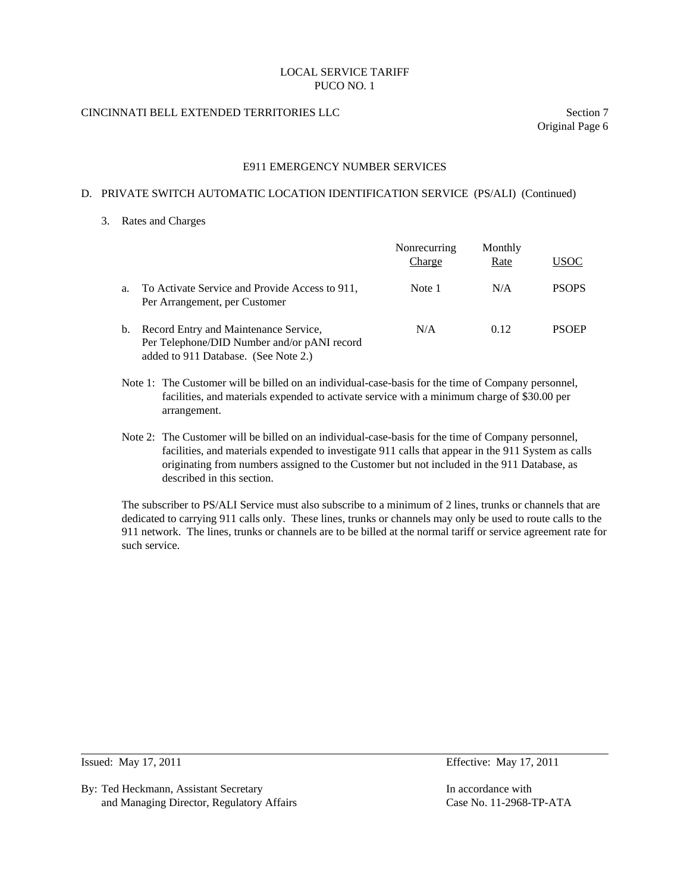LOCAL SERVICE TARIFF
PUCO NO. 1

CINCINNATI BELL EXTENDED TERRITORIES LLC

Section 7
Original Page 6

## E911 EMERGENCY NUMBER SERVICES

### D. PRIVATE SWITCH AUTOMATIC LOCATION IDENTIFICATION SERVICE (PS/ALI) (Continued)

3. Rates and Charges

| | | Nonrecurring Charge | Monthly Rate | USOC |
|---|---|---|---|---|
| a. | To Activate Service and Provide Access to 911, Per Arrangement, per Customer | Note 1 | N/A | PSOPS |
| b. | Record Entry and Maintenance Service, Per Telephone/DID Number and/or pANI record added to 911 Database. (See Note 2.) | N/A | 0.12 | PSOEP |

Note 1: The Customer will be billed on an individual-case-basis for the time of Company personnel, facilities, and materials expended to activate service with a minimum charge of $30.00 per arrangement.

Note 2: The Customer will be billed on an individual-case-basis for the time of Company personnel, facilities, and materials expended to investigate 911 calls that appear in the 911 System as calls originating from numbers assigned to the Customer but not included in the 911 Database, as described in this section.

The subscriber to PS/ALI Service must also subscribe to a minimum of 2 lines, trunks or channels that are dedicated to carrying 911 calls only. These lines, trunks or channels may only be used to route calls to the 911 network. The lines, trunks or channels are to be billed at the normal tariff or service agreement rate for such service.

Issued: May 17, 2011

Effective: May 17, 2011

By: Ted Heckmann, Assistant Secretary
and Managing Director, Regulatory Affairs

In accordance with
Case No. 11-2968-TP-ATA